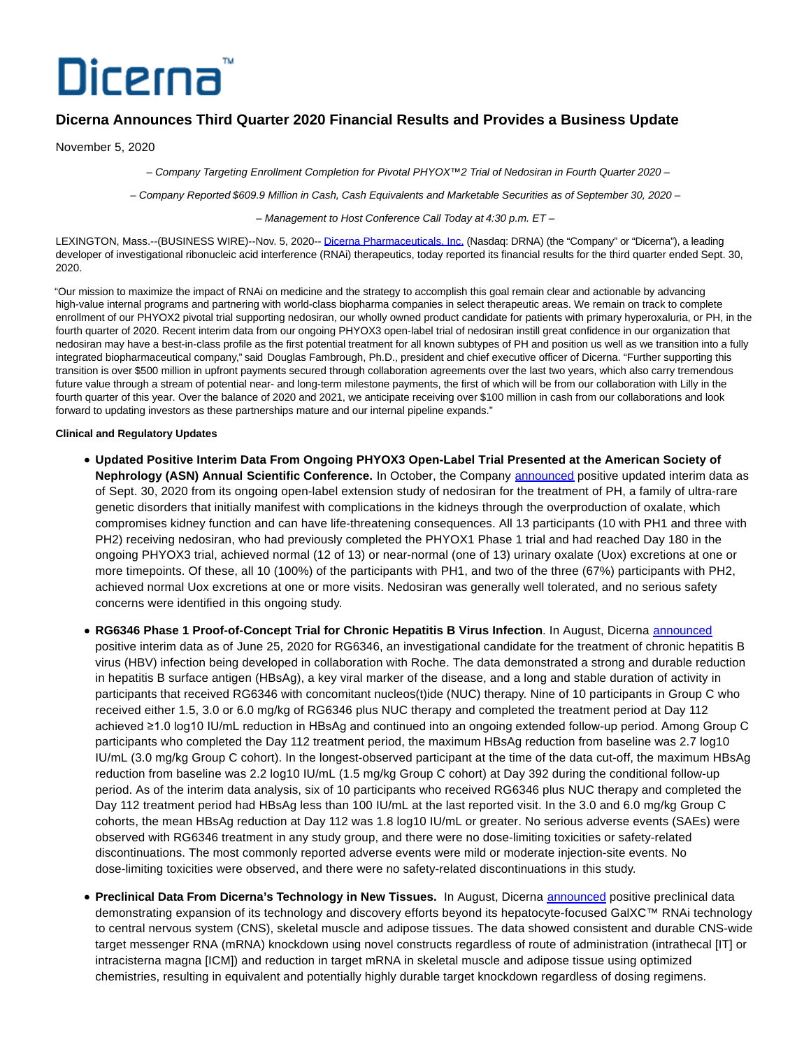# Dicerna™

## Dicerna Announces Third Quarter 2020 Financial Results and Provides a Business Update

November 5, 2020

*– Company Targeting Enrollment Completion for Pivotal PHYOX™2 Trial of Nedosiran in Fourth Quarter 2020 –*

*– Company Reported $609.9 Million in Cash, Cash Equivalents and Marketable Securities as of September 30, 2020 –*

*– Management to Host Conference Call Today at 4:30 p.m. ET –*

LEXINGTON, Mass.--(BUSINESS WIRE)--Nov. 5, 2020-- Dicerna Pharmaceuticals, Inc. (Nasdaq: DRNA) (the "Company" or "Dicerna"), a leading developer of investigational ribonucleic acid interference (RNAi) therapeutics, today reported its financial results for the third quarter ended Sept. 30, 2020.

"Our mission to maximize the impact of RNAi on medicine and the strategy to accomplish this goal remain clear and actionable by advancing high-value internal programs and partnering with world-class biopharma companies in select therapeutic areas. We remain on track to complete enrollment of our PHYOX2 pivotal trial supporting nedosiran, our wholly owned product candidate for patients with primary hyperoxaluria, or PH, in the fourth quarter of 2020. Recent interim data from our ongoing PHYOX3 open-label trial of nedosiran instill great confidence in our organization that nedosiran may have a best-in-class profile as the first potential treatment for all known subtypes of PH and position us well as we transition into a fully integrated biopharmaceutical company," said Douglas Fambrough, Ph.D., president and chief executive officer of Dicerna. "Further supporting this transition is over $500 million in upfront payments secured through collaboration agreements over the last two years, which also carry tremendous future value through a stream of potential near- and long-term milestone payments, the first of which will be from our collaboration with Lilly in the fourth quarter of this year. Over the balance of 2020 and 2021, we anticipate receiving over $100 million in cash from our collaborations and look forward to updating investors as these partnerships mature and our internal pipeline expands."

**Clinical and Regulatory Updates**

- **Updated Positive Interim Data From Ongoing PHYOX3 Open-Label Trial Presented at the American Society of Nephrology (ASN) Annual Scientific Conference.** In October, the Company announced positive updated interim data as of Sept. 30, 2020 from its ongoing open-label extension study of nedosiran for the treatment of PH, a family of ultra-rare genetic disorders that initially manifest with complications in the kidneys through the overproduction of oxalate, which compromises kidney function and can have life-threatening consequences. All 13 participants (10 with PH1 and three with PH2) receiving nedosiran, who had previously completed the PHYOX1 Phase 1 trial and had reached Day 180 in the ongoing PHYOX3 trial, achieved normal (12 of 13) or near-normal (one of 13) urinary oxalate (Uox) excretions at one or more timepoints. Of these, all 10 (100%) of the participants with PH1, and two of the three (67%) participants with PH2, achieved normal Uox excretions at one or more visits. Nedosiran was generally well tolerated, and no serious safety concerns were identified in this ongoing study.
- **RG6346 Phase 1 Proof-of-Concept Trial for Chronic Hepatitis B Virus Infection**. In August, Dicerna announced positive interim data as of June 25, 2020 for RG6346, an investigational candidate for the treatment of chronic hepatitis B virus (HBV) infection being developed in collaboration with Roche. The data demonstrated a strong and durable reduction in hepatitis B surface antigen (HBsAg), a key viral marker of the disease, and a long and stable duration of activity in participants that received RG6346 with concomitant nucleos(t)ide (NUC) therapy. Nine of 10 participants in Group C who received either 1.5, 3.0 or 6.0 mg/kg of RG6346 plus NUC therapy and completed the treatment period at Day 112 achieved ≥1.0 log10 IU/mL reduction in HBsAg and continued into an ongoing extended follow-up period. Among Group C participants who completed the Day 112 treatment period, the maximum HBsAg reduction from baseline was 2.7 log10 IU/mL (3.0 mg/kg Group C cohort). In the longest-observed participant at the time of the data cut-off, the maximum HBsAg reduction from baseline was 2.2 log10 IU/mL (1.5 mg/kg Group C cohort) at Day 392 during the conditional follow-up period. As of the interim data analysis, six of 10 participants who received RG6346 plus NUC therapy and completed the Day 112 treatment period had HBsAg less than 100 IU/mL at the last reported visit. In the 3.0 and 6.0 mg/kg Group C cohorts, the mean HBsAg reduction at Day 112 was 1.8 log10 IU/mL or greater. No serious adverse events (SAEs) were observed with RG6346 treatment in any study group, and there were no dose-limiting toxicities or safety-related discontinuations. The most commonly reported adverse events were mild or moderate injection-site events. No dose-limiting toxicities were observed, and there were no safety-related discontinuations in this study.
- **Preclinical Data From Dicerna's Technology in New Tissues.** In August, Dicerna announced positive preclinical data demonstrating expansion of its technology and discovery efforts beyond its hepatocyte-focused GalXC™ RNAi technology to central nervous system (CNS), skeletal muscle and adipose tissues. The data showed consistent and durable CNS-wide target messenger RNA (mRNA) knockdown using novel constructs regardless of route of administration (intrathecal [IT] or intracisterna magna [ICM]) and reduction in target mRNA in skeletal muscle and adipose tissue using optimized chemistries, resulting in equivalent and potentially highly durable target knockdown regardless of dosing regimens.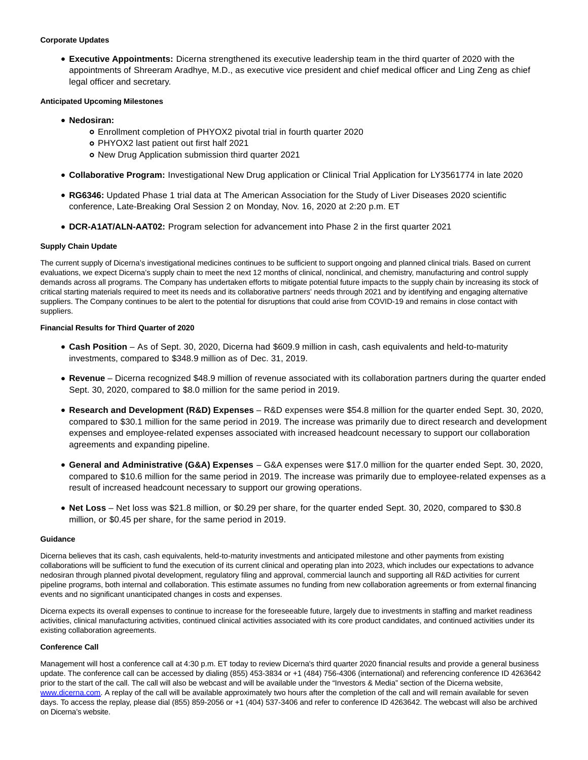**Corporate Updates**

- **Executive Appointments:** Dicerna strengthened its executive leadership team in the third quarter of 2020 with the appointments of Shreeram Aradhye, M.D., as executive vice president and chief medical officer and Ling Zeng as chief legal officer and secretary.

**Anticipated Upcoming Milestones**

- **Nedosiran:**
  - Enrollment completion of PHYOX2 pivotal trial in fourth quarter 2020
  - PHYOX2 last patient out first half 2021
  - New Drug Application submission third quarter 2021
- **Collaborative Program:** Investigational New Drug application or Clinical Trial Application for LY3561774 in late 2020
- **RG6346:** Updated Phase 1 trial data at The American Association for the Study of Liver Diseases 2020 scientific conference, Late-Breaking Oral Session 2 on Monday, Nov. 16, 2020 at 2:20 p.m. ET
- **DCR-A1AT/ALN-AAT02:** Program selection for advancement into Phase 2 in the first quarter 2021

**Supply Chain Update**

The current supply of Dicerna's investigational medicines continues to be sufficient to support ongoing and planned clinical trials. Based on current evaluations, we expect Dicerna's supply chain to meet the next 12 months of clinical, nonclinical, and chemistry, manufacturing and control supply demands across all programs. The Company has undertaken efforts to mitigate potential future impacts to the supply chain by increasing its stock of critical starting materials required to meet its needs and its collaborative partners' needs through 2021 and by identifying and engaging alternative suppliers. The Company continues to be alert to the potential for disruptions that could arise from COVID-19 and remains in close contact with suppliers.

**Financial Results for Third Quarter of 2020**

- **Cash Position** – As of Sept. 30, 2020, Dicerna had $609.9 million in cash, cash equivalents and held-to-maturity investments, compared to $348.9 million as of Dec. 31, 2019.
- **Revenue** – Dicerna recognized $48.9 million of revenue associated with its collaboration partners during the quarter ended Sept. 30, 2020, compared to $8.0 million for the same period in 2019.
- **Research and Development (R&D) Expenses** – R&D expenses were $54.8 million for the quarter ended Sept. 30, 2020, compared to $30.1 million for the same period in 2019. The increase was primarily due to direct research and development expenses and employee-related expenses associated with increased headcount necessary to support our collaboration agreements and expanding pipeline.
- **General and Administrative (G&A) Expenses** – G&A expenses were $17.0 million for the quarter ended Sept. 30, 2020, compared to $10.6 million for the same period in 2019. The increase was primarily due to employee-related expenses as a result of increased headcount necessary to support our growing operations.
- **Net Loss** – Net loss was $21.8 million, or $0.29 per share, for the quarter ended Sept. 30, 2020, compared to $30.8 million, or $0.45 per share, for the same period in 2019.

**Guidance**

Dicerna believes that its cash, cash equivalents, held-to-maturity investments and anticipated milestone and other payments from existing collaborations will be sufficient to fund the execution of its current clinical and operating plan into 2023, which includes our expectations to advance nedosiran through planned pivotal development, regulatory filing and approval, commercial launch and supporting all R&D activities for current pipeline programs, both internal and collaboration. This estimate assumes no funding from new collaboration agreements or from external financing events and no significant unanticipated changes in costs and expenses.

Dicerna expects its overall expenses to continue to increase for the foreseeable future, largely due to investments in staffing and market readiness activities, clinical manufacturing activities, continued clinical activities associated with its core product candidates, and continued activities under its existing collaboration agreements.

**Conference Call**

Management will host a conference call at 4:30 p.m. ET today to review Dicerna's third quarter 2020 financial results and provide a general business update. The conference call can be accessed by dialing (855) 453-3834 or +1 (484) 756-4306 (international) and referencing conference ID 4263642 prior to the start of the call. The call will also be webcast and will be available under the "Investors & Media" section of the Dicerna website, [www.dicerna.com](http://www.dicerna.com). A replay of the call will be available approximately two hours after the completion of the call and will remain available for seven days. To access the replay, please dial (855) 859-2056 or +1 (404) 537-3406 and refer to conference ID 4263642. The webcast will also be archived on Dicerna's website.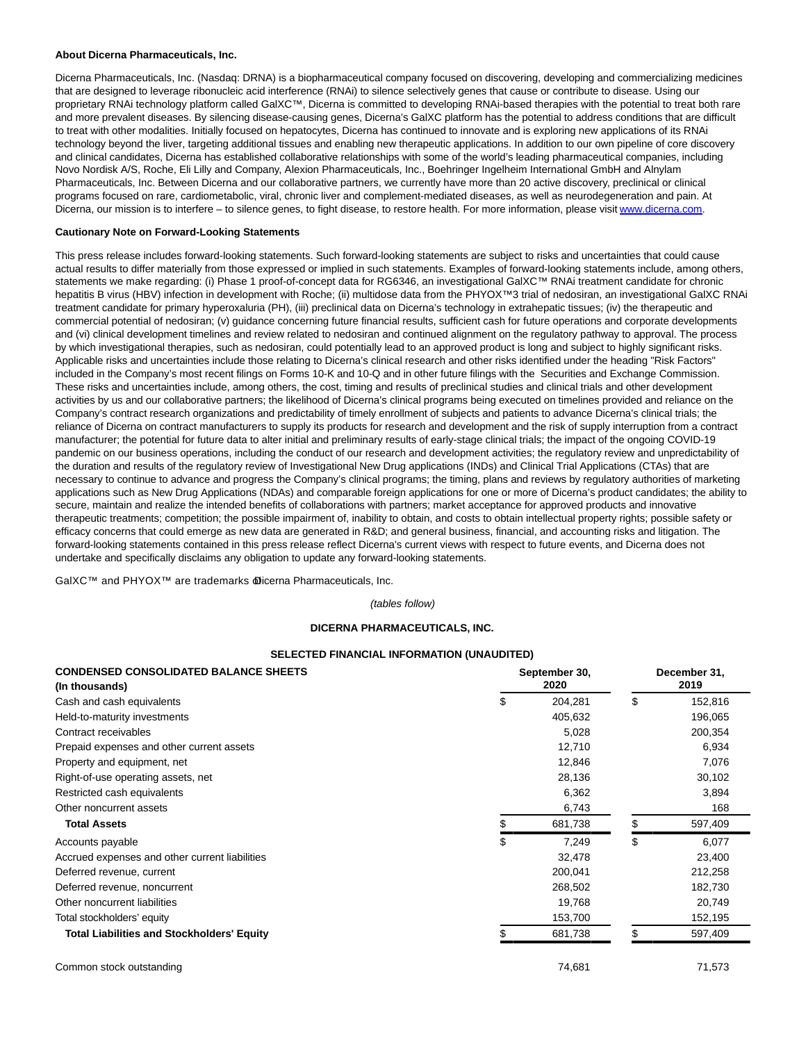**About Dicerna Pharmaceuticals, Inc.**

Dicerna Pharmaceuticals, Inc. (Nasdaq: DRNA) is a biopharmaceutical company focused on discovering, developing and commercializing medicines that are designed to leverage ribonucleic acid interference (RNAi) to silence selectively genes that cause or contribute to disease. Using our proprietary RNAi technology platform called GalXC™, Dicerna is committed to developing RNAi-based therapies with the potential to treat both rare and more prevalent diseases. By silencing disease-causing genes, Dicerna's GalXC platform has the potential to address conditions that are difficult to treat with other modalities. Initially focused on hepatocytes, Dicerna has continued to innovate and is exploring new applications of its RNAi technology beyond the liver, targeting additional tissues and enabling new therapeutic applications. In addition to our own pipeline of core discovery and clinical candidates, Dicerna has established collaborative relationships with some of the world's leading pharmaceutical companies, including Novo Nordisk A/S, Roche, Eli Lilly and Company, Alexion Pharmaceuticals, Inc., Boehringer Ingelheim International GmbH and Alnylam Pharmaceuticals, Inc. Between Dicerna and our collaborative partners, we currently have more than 20 active discovery, preclinical or clinical programs focused on rare, cardiometabolic, viral, chronic liver and complement-mediated diseases, as well as neurodegeneration and pain. At Dicerna, our mission is to interfere – to silence genes, to fight disease, to restore health. For more information, please visit www.dicerna.com.

**Cautionary Note on Forward-Looking Statements**

This press release includes forward-looking statements. Such forward-looking statements are subject to risks and uncertainties that could cause actual results to differ materially from those expressed or implied in such statements. Examples of forward-looking statements include, among others, statements we make regarding: (i) Phase 1 proof-of-concept data for RG6346, an investigational GalXC™ RNAi treatment candidate for chronic hepatitis B virus (HBV) infection in development with Roche; (ii) multidose data from the PHYOX™3 trial of nedosiran, an investigational GalXC RNAi treatment candidate for primary hyperoxaluria (PH), (iii) preclinical data on Dicerna's technology in extrahepatic tissues; (iv) the therapeutic and commercial potential of nedosiran; (v) guidance concerning future financial results, sufficient cash for future operations and corporate developments and (vi) clinical development timelines and review related to nedosiran and continued alignment on the regulatory pathway to approval. The process by which investigational therapies, such as nedosiran, could potentially lead to an approved product is long and subject to highly significant risks. Applicable risks and uncertainties include those relating to Dicerna's clinical research and other risks identified under the heading "Risk Factors" included in the Company's most recent filings on Forms 10-K and 10-Q and in other future filings with the Securities and Exchange Commission. These risks and uncertainties include, among others, the cost, timing and results of preclinical studies and clinical trials and other development activities by us and our collaborative partners; the likelihood of Dicerna's clinical programs being executed on timelines provided and reliance on the Company's contract research organizations and predictability of timely enrollment of subjects and patients to advance Dicerna's clinical trials; the reliance of Dicerna on contract manufacturers to supply its products for research and development and the risk of supply interruption from a contract manufacturer; the potential for future data to alter initial and preliminary results of early-stage clinical trials; the impact of the ongoing COVID-19 pandemic on our business operations, including the conduct of our research and development activities; the regulatory review and unpredictability of the duration and results of the regulatory review of Investigational New Drug applications (INDs) and Clinical Trial Applications (CTAs) that are necessary to continue to advance and progress the Company's clinical programs; the timing, plans and reviews by regulatory authorities of marketing applications such as New Drug Applications (NDAs) and comparable foreign applications for one or more of Dicerna's product candidates; the ability to secure, maintain and realize the intended benefits of collaborations with partners; market acceptance for approved products and innovative therapeutic treatments; competition; the possible impairment of, inability to obtain, and costs to obtain intellectual property rights; possible safety or efficacy concerns that could emerge as new data are generated in R&D; and general business, financial, and accounting risks and litigation. The forward-looking statements contained in this press release reflect Dicerna's current views with respect to future events, and Dicerna does not undertake and specifically disclaims any obligation to update any forward-looking statements.

GalXC™ and PHYOX™ are trademarks of Dicerna Pharmaceuticals, Inc.

*(tables follow)*

**DICERNA PHARMACEUTICALS, INC.**

**SELECTED FINANCIAL INFORMATION (UNAUDITED)**

| **CONDENSED CONSOLIDATED BALANCE SHEETS (In thousands)** | **September 30, 2020** | **December 31, 2019** |
|---|---|---|
| Cash and cash equivalents | $ 204,281 | $ 152,816 |
| Held-to-maturity investments | 405,632 | 196,065 |
| Contract receivables | 5,028 | 200,354 |
| Prepaid expenses and other current assets | 12,710 | 6,934 |
| Property and equipment, net | 12,846 | 7,076 |
| Right-of-use operating assets, net | 28,136 | 30,102 |
| Restricted cash equivalents | 6,362 | 3,894 |
| Other noncurrent assets | 6,743 | 168 |
| **Total Assets** | $ 681,738 | $ 597,409 |
| Accounts payable | $ 7,249 | $ 6,077 |
| Accrued expenses and other current liabilities | 32,478 | 23,400 |
| Deferred revenue, current | 200,041 | 212,258 |
| Deferred revenue, noncurrent | 268,502 | 182,730 |
| Other noncurrent liabilities | 19,768 | 20,749 |
| Total stockholders' equity | 153,700 | 152,195 |
| **Total Liabilities and Stockholders' Equity** | $ 681,738 | $ 597,409 |
| | | |
| Common stock outstanding | 74,681 | 71,573 |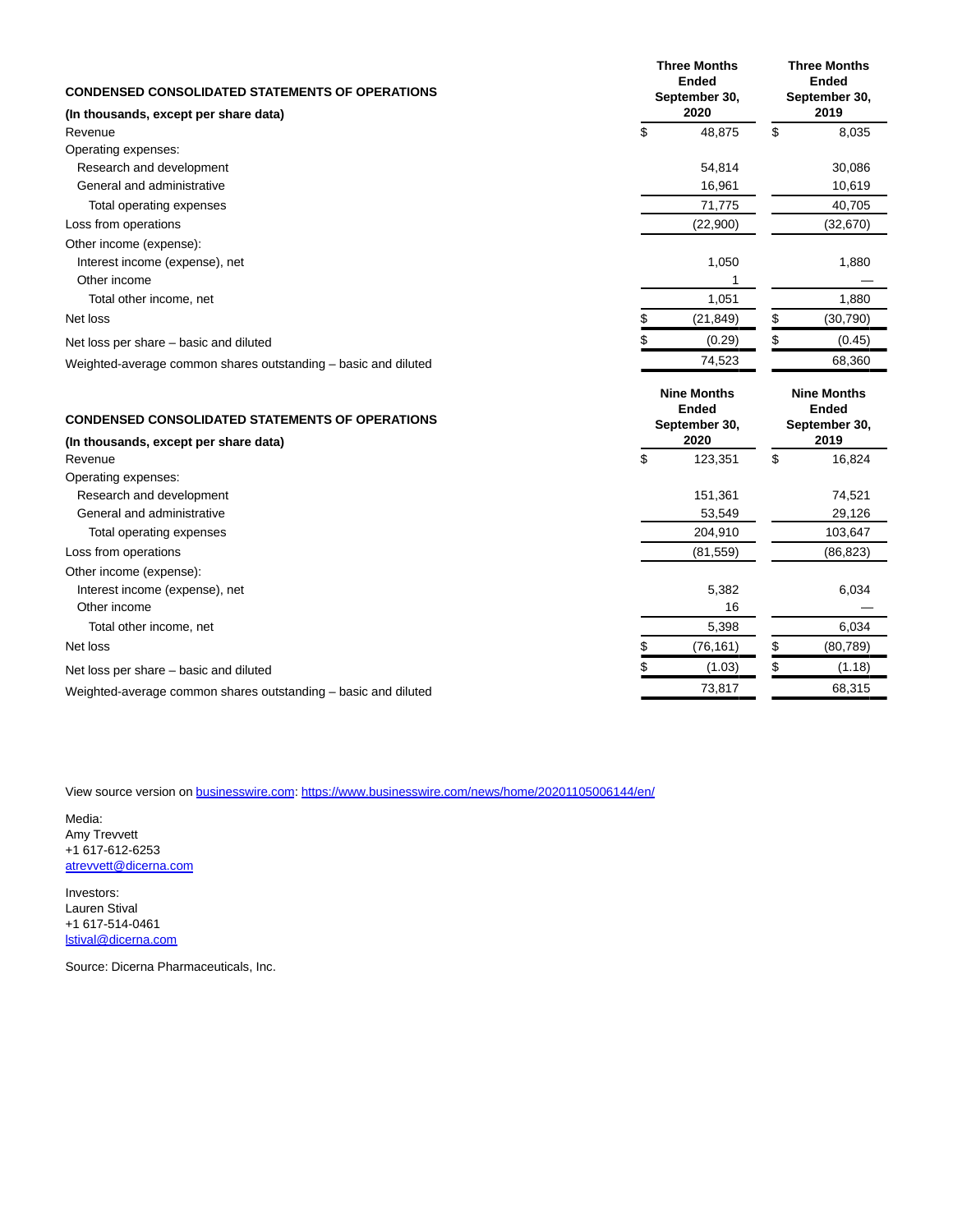| CONDENSED CONSOLIDATED STATEMENTS OF OPERATIONS (In thousands, except per share data) | Three Months Ended September 30, 2020 | Three Months Ended September 30, 2019 |
|---|---|---|
| Revenue | $ 48,875 | $ 8,035 |
| Operating expenses: | | |
| Research and development | 54,814 | 30,086 |
| General and administrative | 16,961 | 10,619 |
| Total operating expenses | 71,775 | 40,705 |
| Loss from operations | (22,900) | (32,670) |
| Other income (expense): | | |
| Interest income (expense), net | 1,050 | 1,880 |
| Other income | 1 | — |
| Total other income, net | 1,051 | 1,880 |
| Net loss | $ (21,849) | $ (30,790) |
| Net loss per share – basic and diluted | $ (0.29) | $ (0.45) |
| Weighted-average common shares outstanding – basic and diluted | 74,523 | 68,360 |

| CONDENSED CONSOLIDATED STATEMENTS OF OPERATIONS (In thousands, except per share data) | Nine Months Ended September 30, 2020 | Nine Months Ended September 30, 2019 |
|---|---|---|
| Revenue | $ 123,351 | $ 16,824 |
| Operating expenses: | | |
| Research and development | 151,361 | 74,521 |
| General and administrative | 53,549 | 29,126 |
| Total operating expenses | 204,910 | 103,647 |
| Loss from operations | (81,559) | (86,823) |
| Other income (expense): | | |
| Interest income (expense), net | 5,382 | 6,034 |
| Other income | 16 | — |
| Total other income, net | 5,398 | 6,034 |
| Net loss | $ (76,161) | $ (80,789) |
| Net loss per share – basic and diluted | $ (1.03) | $ (1.18) |
| Weighted-average common shares outstanding – basic and diluted | 73,817 | 68,315 |

View source version on businesswire.com: https://www.businesswire.com/news/home/20201105006144/en/

Media:
Amy Trevvett
+1 617-612-6253
atrevvett@dicerna.com

Investors:
Lauren Stival
+1 617-514-0461
lstival@dicerna.com

Source: Dicerna Pharmaceuticals, Inc.